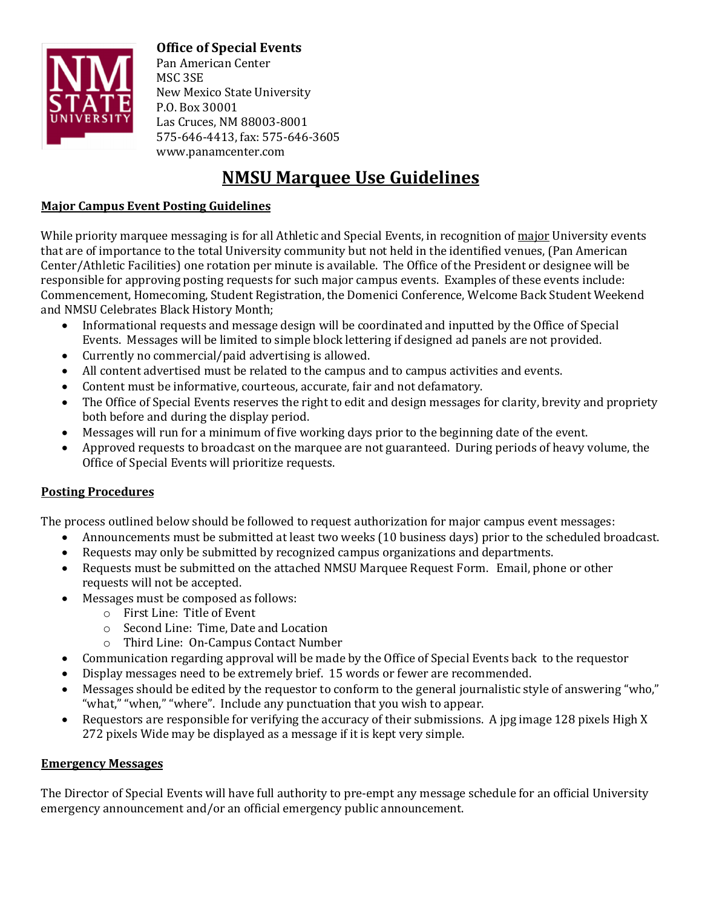**Office of Special Events**
Pan American Center
MSC 3SE
New Mexico State University
P.O. Box 30001
Las Cruces, NM 88003-8001
575-646-4413, fax: 575-646-3605
www.panamcenter.com

# NMSU Marquee Use Guidelines

## Major Campus Event Posting Guidelines

While priority marquee messaging is for all Athletic and Special Events, in recognition of major University events that are of importance to the total University community but not held in the identified venues, (Pan American Center/Athletic Facilities) one rotation per minute is available. The Office of the President or designee will be responsible for approving posting requests for such major campus events. Examples of these events include: Commencement, Homecoming, Student Registration, the Domenici Conference, Welcome Back Student Weekend and NMSU Celebrates Black History Month;

- Informational requests and message design will be coordinated and inputted by the Office of Special Events. Messages will be limited to simple block lettering if designed ad panels are not provided.
- Currently no commercial/paid advertising is allowed.
- All content advertised must be related to the campus and to campus activities and events.
- Content must be informative, courteous, accurate, fair and not defamatory.
- The Office of Special Events reserves the right to edit and design messages for clarity, brevity and propriety both before and during the display period.
- Messages will run for a minimum of five working days prior to the beginning date of the event.
- Approved requests to broadcast on the marquee are not guaranteed. During periods of heavy volume, the Office of Special Events will prioritize requests.

## Posting Procedures

The process outlined below should be followed to request authorization for major campus event messages:

- Announcements must be submitted at least two weeks (10 business days) prior to the scheduled broadcast.
- Requests may only be submitted by recognized campus organizations and departments.
- Requests must be submitted on the attached NMSU Marquee Request Form. Email, phone or other requests will not be accepted.
- Messages must be composed as follows:
  - First Line: Title of Event
  - Second Line: Time, Date and Location
  - Third Line: On-Campus Contact Number
- Communication regarding approval will be made by the Office of Special Events back to the requestor
- Display messages need to be extremely brief. 15 words or fewer are recommended.
- Messages should be edited by the requestor to conform to the general journalistic style of answering "who," "what," "when," "where". Include any punctuation that you wish to appear.
- Requestors are responsible for verifying the accuracy of their submissions. A jpg image 128 pixels High X 272 pixels Wide may be displayed as a message if it is kept very simple.

## Emergency Messages

The Director of Special Events will have full authority to pre-empt any message schedule for an official University emergency announcement and/or an official emergency public announcement.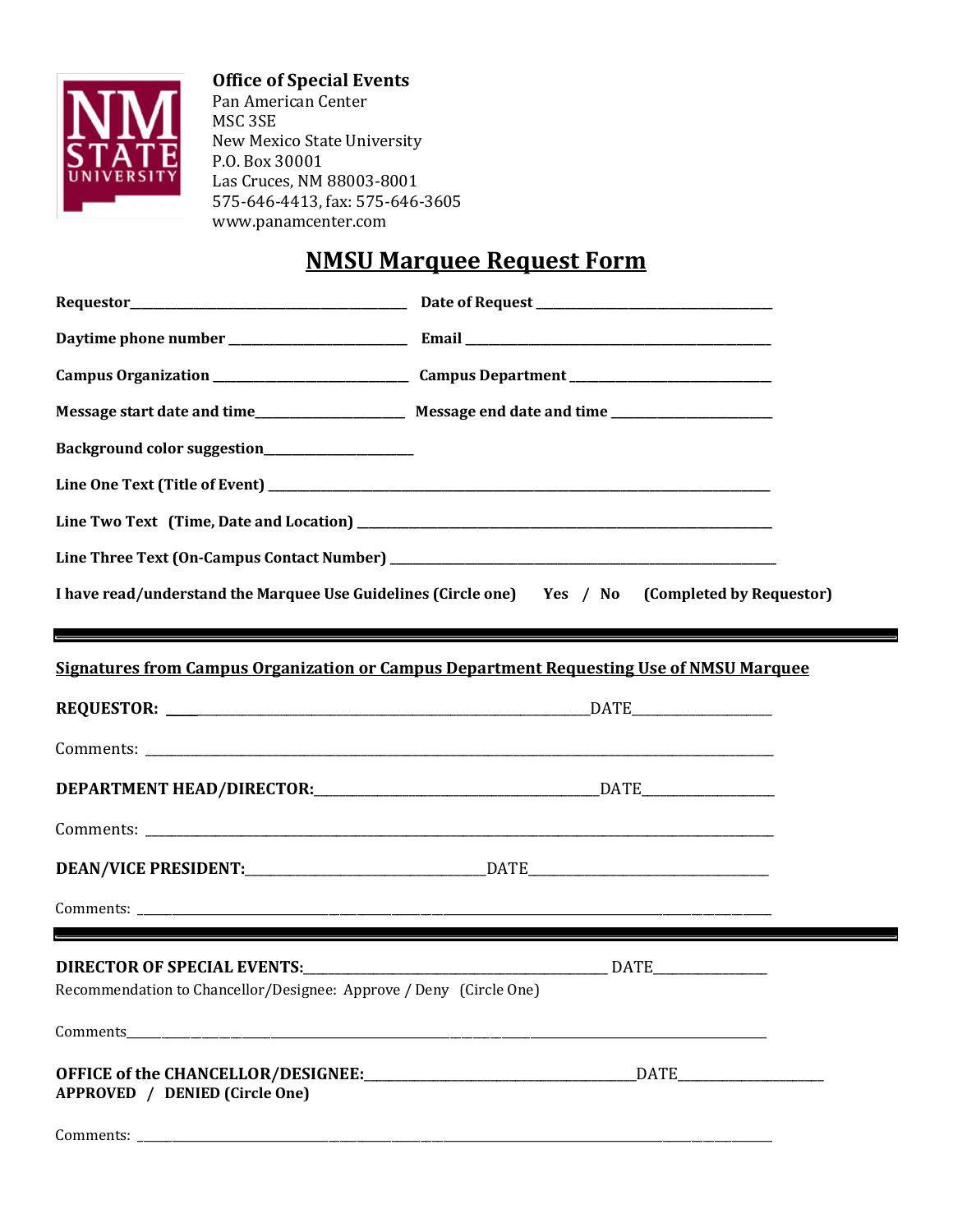**Office of Special Events**
Pan American Center
MSC 3SE
New Mexico State University
P.O. Box 30001
Las Cruces, NM 88003-8001
575-646-4413, fax: 575-646-3605
www.panamcenter.com

# NMSU Marquee Request Form

**Requestor**_______________________________ **Date of Request** _______________________________

**Daytime phone number** _______________________ **Email** _______________________________

**Campus Organization** _______________________ **Campus Department** _______________________

**Message start date and time**___________________ **Message end date and time** ___________________

**Background color suggestion**___________________

**Line One Text (Title of Event)** _______________________________________________

**Line Two Text (Time, Date and Location)** _______________________________________

**Line Three Text (On-Campus Contact Number)** ____________________________________

**I have read/understand the Marquee Use Guidelines (Circle one) Yes / No (Completed by Requestor)**

---

**Signatures from Campus Organization or Campus Department Requesting Use of NMSU Marquee**

**REQUESTOR:** _______________________________________ DATE___________________

Comments: ___________________________________________________________________

**DEPARTMENT HEAD/DIRECTOR:**_____________________________ DATE___________________

Comments: ___________________________________________________________________

**DEAN/VICE PRESIDENT:**_______________________ DATE_______________________

Comments: ___________________________________________________________________

---

**DIRECTOR OF SPECIAL EVENTS:**______________________________ DATE_______________
Recommendation to Chancellor/Designee: Approve / Deny (Circle One)

Comments____________________________________________________________________

**OFFICE of the CHANCELLOR/DESIGNEE:**___________________________ DATE___________________
**APPROVED / DENIED (Circle One)**

Comments: ___________________________________________________________________